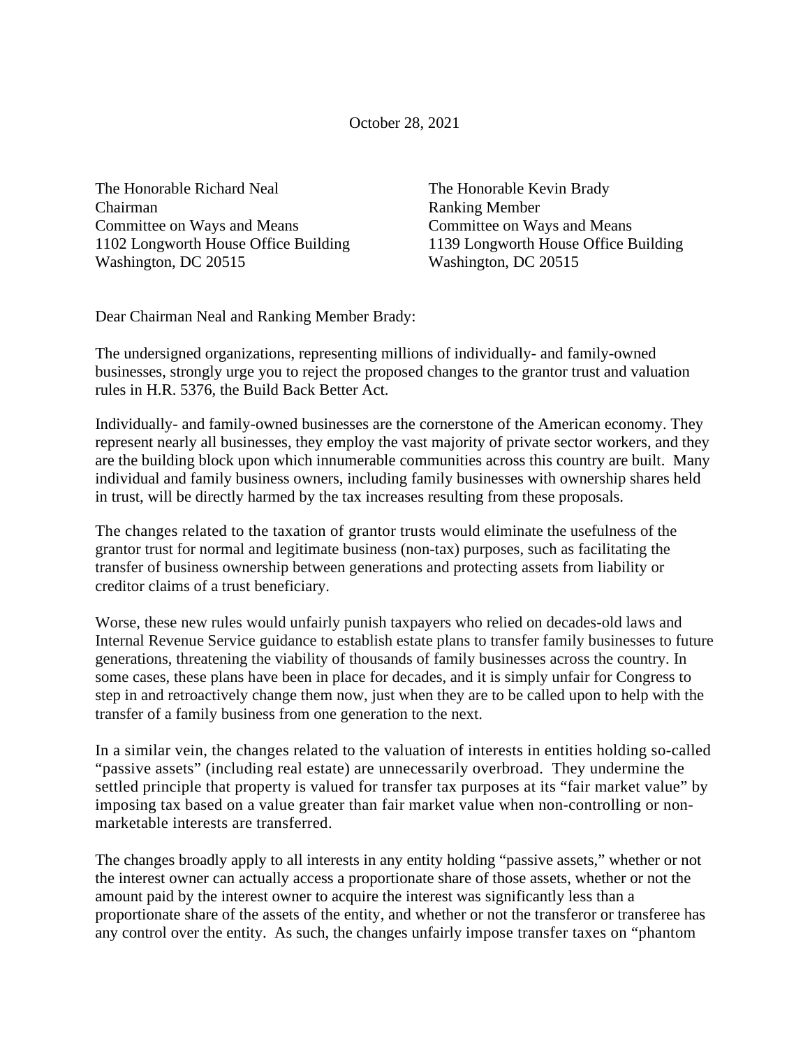October 28, 2021

The Honorable Richard Neal
Chairman
Committee on Ways and Means
1102 Longworth House Office Building
Washington, DC 20515

The Honorable Kevin Brady
Ranking Member
Committee on Ways and Means
1139 Longworth House Office Building
Washington, DC 20515

Dear Chairman Neal and Ranking Member Brady:

The undersigned organizations, representing millions of individually- and family-owned businesses, strongly urge you to reject the proposed changes to the grantor trust and valuation rules in H.R. 5376, the Build Back Better Act.

Individually- and family-owned businesses are the cornerstone of the American economy. They represent nearly all businesses, they employ the vast majority of private sector workers, and they are the building block upon which innumerable communities across this country are built. Many individual and family business owners, including family businesses with ownership shares held in trust, will be directly harmed by the tax increases resulting from these proposals.

The changes related to the taxation of grantor trusts would eliminate the usefulness of the grantor trust for normal and legitimate business (non-tax) purposes, such as facilitating the transfer of business ownership between generations and protecting assets from liability or creditor claims of a trust beneficiary.

Worse, these new rules would unfairly punish taxpayers who relied on decades-old laws and Internal Revenue Service guidance to establish estate plans to transfer family businesses to future generations, threatening the viability of thousands of family businesses across the country. In some cases, these plans have been in place for decades, and it is simply unfair for Congress to step in and retroactively change them now, just when they are to be called upon to help with the transfer of a family business from one generation to the next.

In a similar vein, the changes related to the valuation of interests in entities holding so-called "passive assets" (including real estate) are unnecessarily overbroad. They undermine the settled principle that property is valued for transfer tax purposes at its "fair market value" by imposing tax based on a value greater than fair market value when non-controlling or non-marketable interests are transferred.

The changes broadly apply to all interests in any entity holding "passive assets," whether or not the interest owner can actually access a proportionate share of those assets, whether or not the amount paid by the interest owner to acquire the interest was significantly less than a proportionate share of the assets of the entity, and whether or not the transferor or transferee has any control over the entity. As such, the changes unfairly impose transfer taxes on "phantom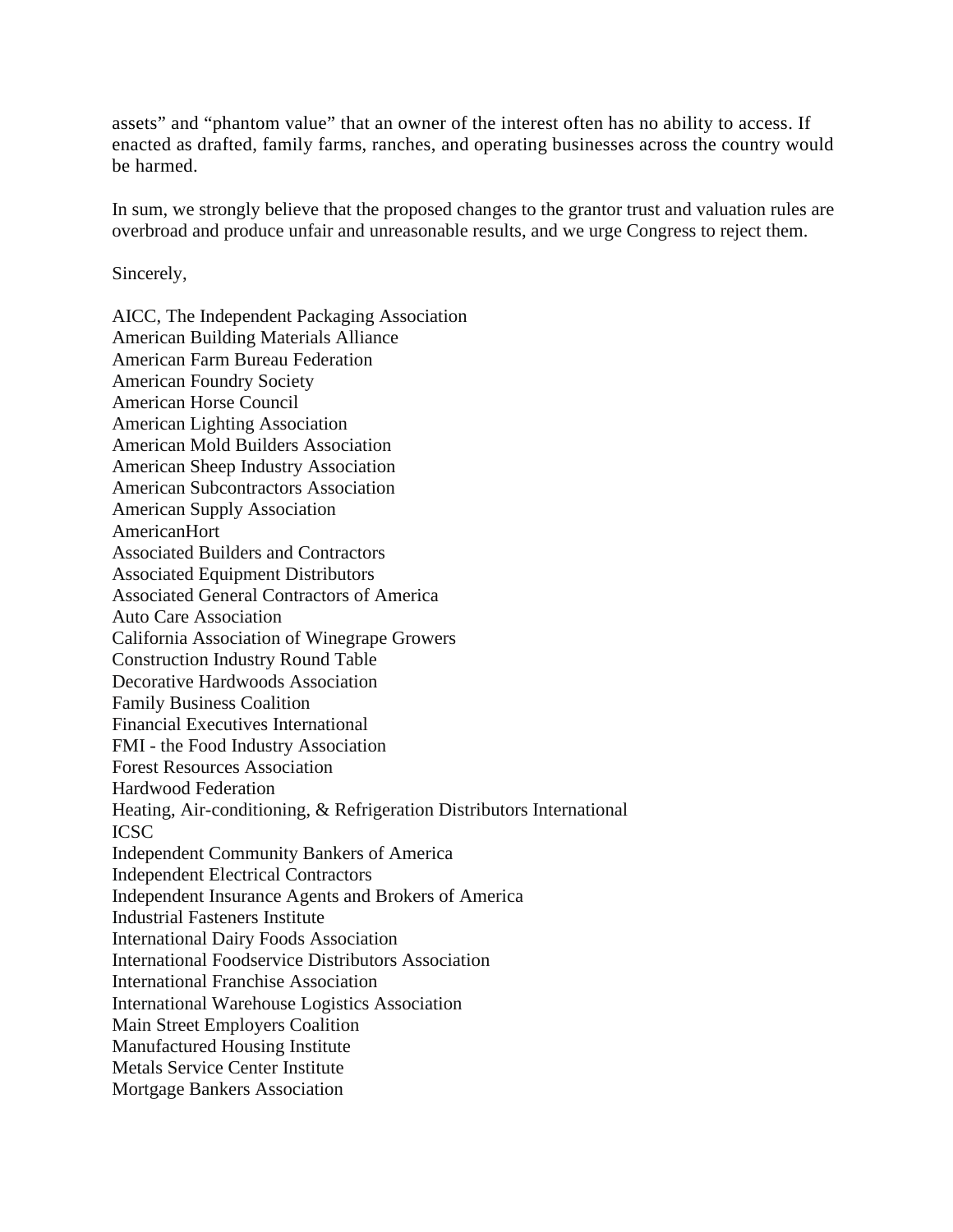assets" and "phantom value" that an owner of the interest often has no ability to access. If enacted as drafted, family farms, ranches, and operating businesses across the country would be harmed.

In sum, we strongly believe that the proposed changes to the grantor trust and valuation rules are overbroad and produce unfair and unreasonable results, and we urge Congress to reject them.

Sincerely,

AICC, The Independent Packaging Association
American Building Materials Alliance
American Farm Bureau Federation
American Foundry Society
American Horse Council
American Lighting Association
American Mold Builders Association
American Sheep Industry Association
American Subcontractors Association
American Supply Association
AmericanHort
Associated Builders and Contractors
Associated Equipment Distributors
Associated General Contractors of America
Auto Care Association
California Association of Winegrape Growers
Construction Industry Round Table
Decorative Hardwoods Association
Family Business Coalition
Financial Executives International
FMI - the Food Industry Association
Forest Resources Association
Hardwood Federation
Heating, Air-conditioning, & Refrigeration Distributors International
ICSC
Independent Community Bankers of America
Independent Electrical Contractors
Independent Insurance Agents and Brokers of America
Industrial Fasteners Institute
International Dairy Foods Association
International Foodservice Distributors Association
International Franchise Association
International Warehouse Logistics Association
Main Street Employers Coalition
Manufactured Housing Institute
Metals Service Center Institute
Mortgage Bankers Association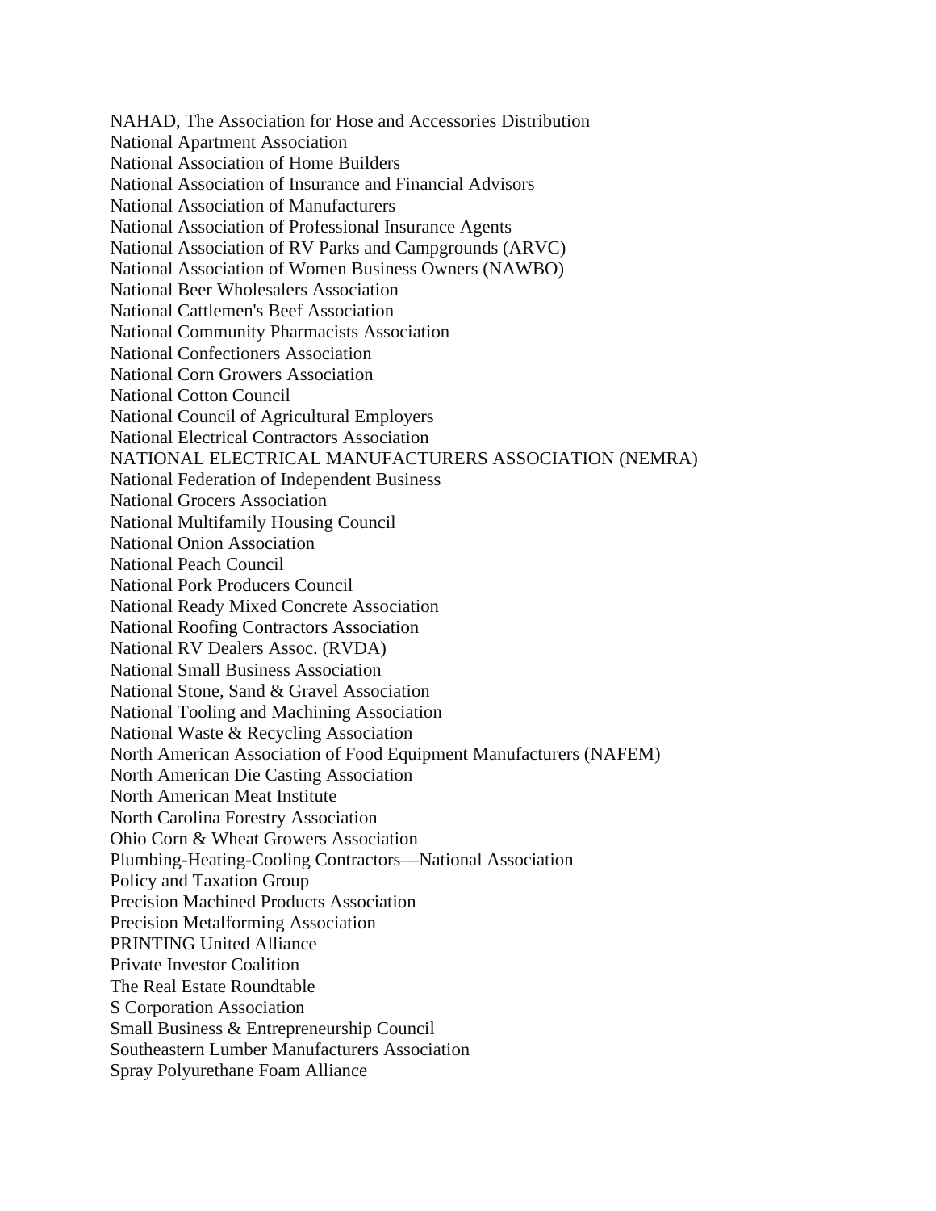NAHAD, The Association for Hose and Accessories Distribution
National Apartment Association
National Association of Home Builders
National Association of Insurance and Financial Advisors
National Association of Manufacturers
National Association of Professional Insurance Agents
National Association of RV Parks and Campgrounds (ARVC)
National Association of Women Business Owners (NAWBO)
National Beer Wholesalers Association
National Cattlemen's Beef Association
National Community Pharmacists Association
National Confectioners Association
National Corn Growers Association
National Cotton Council
National Council of Agricultural Employers
National Electrical Contractors Association
NATIONAL ELECTRICAL MANUFACTURERS ASSOCIATION (NEMRA)
National Federation of Independent Business
National Grocers Association
National Multifamily Housing Council
National Onion Association
National Peach Council
National Pork Producers Council
National Ready Mixed Concrete Association
National Roofing Contractors Association
National RV Dealers Assoc. (RVDA)
National Small Business Association
National Stone, Sand & Gravel Association
National Tooling and Machining Association
National Waste & Recycling Association
North American Association of Food Equipment Manufacturers (NAFEM)
North American Die Casting Association
North American Meat Institute
North Carolina Forestry Association
Ohio Corn & Wheat Growers Association
Plumbing-Heating-Cooling Contractors—National Association
Policy and Taxation Group
Precision Machined Products Association
Precision Metalforming Association
PRINTING United Alliance
Private Investor Coalition
The Real Estate Roundtable
S Corporation Association
Small Business & Entrepreneurship Council
Southeastern Lumber Manufacturers Association
Spray Polyurethane Foam Alliance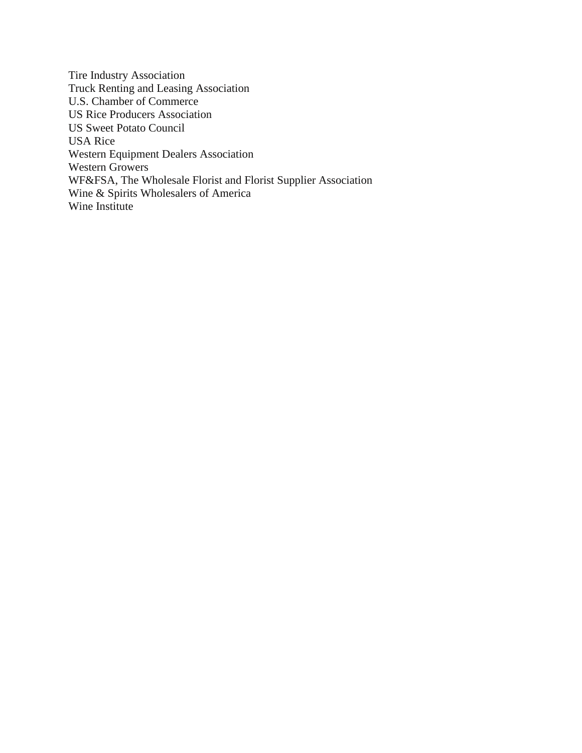Tire Industry Association
Truck Renting and Leasing Association
U.S. Chamber of Commerce
US Rice Producers Association
US Sweet Potato Council
USA Rice
Western Equipment Dealers Association
Western Growers
WF&FSA, The Wholesale Florist and Florist Supplier Association
Wine & Spirits Wholesalers of America
Wine Institute